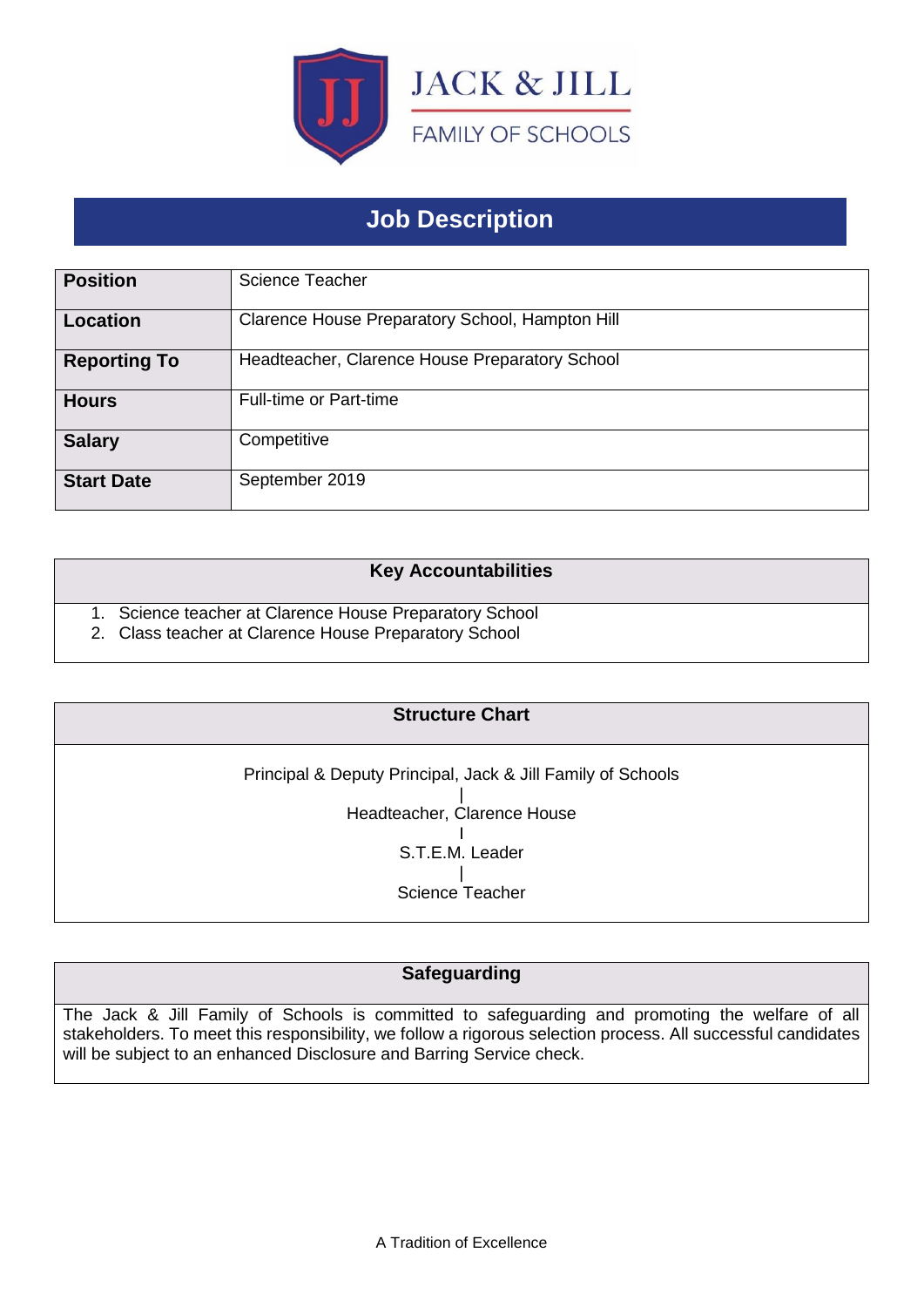JACK & JILL

FAMILY OF SCHOOLS

# Job Description

| | |
|---|---|
| **Position** | Science Teacher |
| **Location** | Clarence House Preparatory School, Hampton Hill |
| **Reporting To** | Headteacher, Clarence House Preparatory School |
| **Hours** | Full-time or Part-time |
| **Salary** | Competitive |
| **Start Date** | September 2019 |

## Key Accountabilities

1. Science teacher at Clarence House Preparatory School
2. Class teacher at Clarence House Preparatory School

## Structure Chart

Principal & Deputy Principal, Jack & Jill Family of Schools

|

Headteacher, Clarence House

|

S.T.E.M. Leader

|

Science Teacher

## Safeguarding

The Jack & Jill Family of Schools is committed to safeguarding and promoting the welfare of all stakeholders. To meet this responsibility, we follow a rigorous selection process. All successful candidates will be subject to an enhanced Disclosure and Barring Service check.

A Tradition of Excellence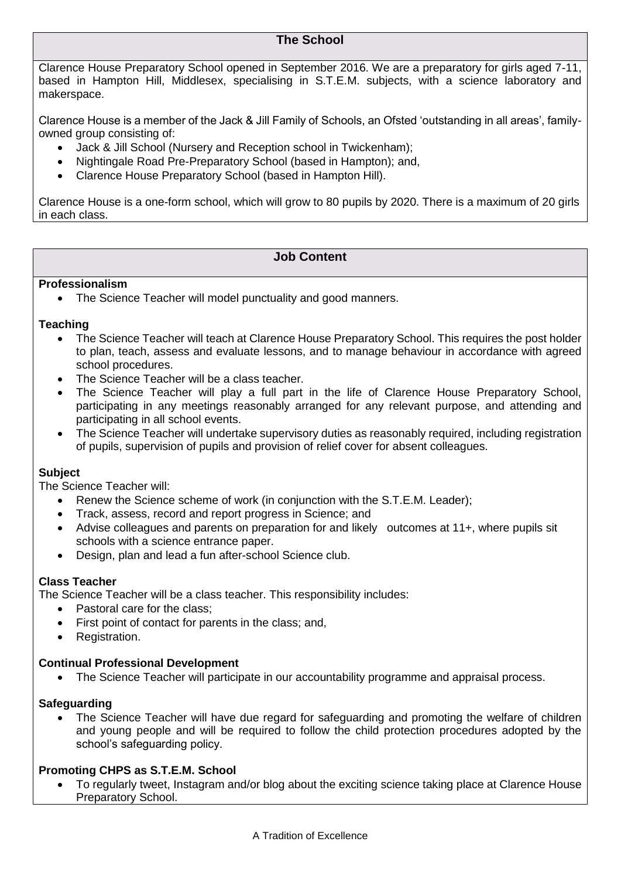## The School

Clarence House Preparatory School opened in September 2016. We are a preparatory for girls aged 7-11, based in Hampton Hill, Middlesex, specialising in S.T.E.M. subjects, with a science laboratory and makerspace.

Clarence House is a member of the Jack & Jill Family of Schools, an Ofsted 'outstanding in all areas', family-owned group consisting of:

- Jack & Jill School (Nursery and Reception school in Twickenham);
- Nightingale Road Pre-Preparatory School (based in Hampton); and,
- Clarence House Preparatory School (based in Hampton Hill).

Clarence House is a one-form school, which will grow to 80 pupils by 2020. There is a maximum of 20 girls in each class.

## Job Content

**Professionalism**

- The Science Teacher will model punctuality and good manners.

**Teaching**

- The Science Teacher will teach at Clarence House Preparatory School. This requires the post holder to plan, teach, assess and evaluate lessons, and to manage behaviour in accordance with agreed school procedures.
- The Science Teacher will be a class teacher.
- The Science Teacher will play a full part in the life of Clarence House Preparatory School, participating in any meetings reasonably arranged for any relevant purpose, and attending and participating in all school events.
- The Science Teacher will undertake supervisory duties as reasonably required, including registration of pupils, supervision of pupils and provision of relief cover for absent colleagues.

**Subject**

The Science Teacher will:

- Renew the Science scheme of work (in conjunction with the S.T.E.M. Leader);
- Track, assess, record and report progress in Science; and
- Advise colleagues and parents on preparation for and likely outcomes at 11+, where pupils sit schools with a science entrance paper.
- Design, plan and lead a fun after-school Science club.

**Class Teacher**

The Science Teacher will be a class teacher. This responsibility includes:

- Pastoral care for the class;
- First point of contact for parents in the class; and,
- Registration.

**Continual Professional Development**

- The Science Teacher will participate in our accountability programme and appraisal process.

**Safeguarding**

- The Science Teacher will have due regard for safeguarding and promoting the welfare of children and young people and will be required to follow the child protection procedures adopted by the school's safeguarding policy.

**Promoting CHPS as S.T.E.M. School**

- To regularly tweet, Instagram and/or blog about the exciting science taking place at Clarence House Preparatory School.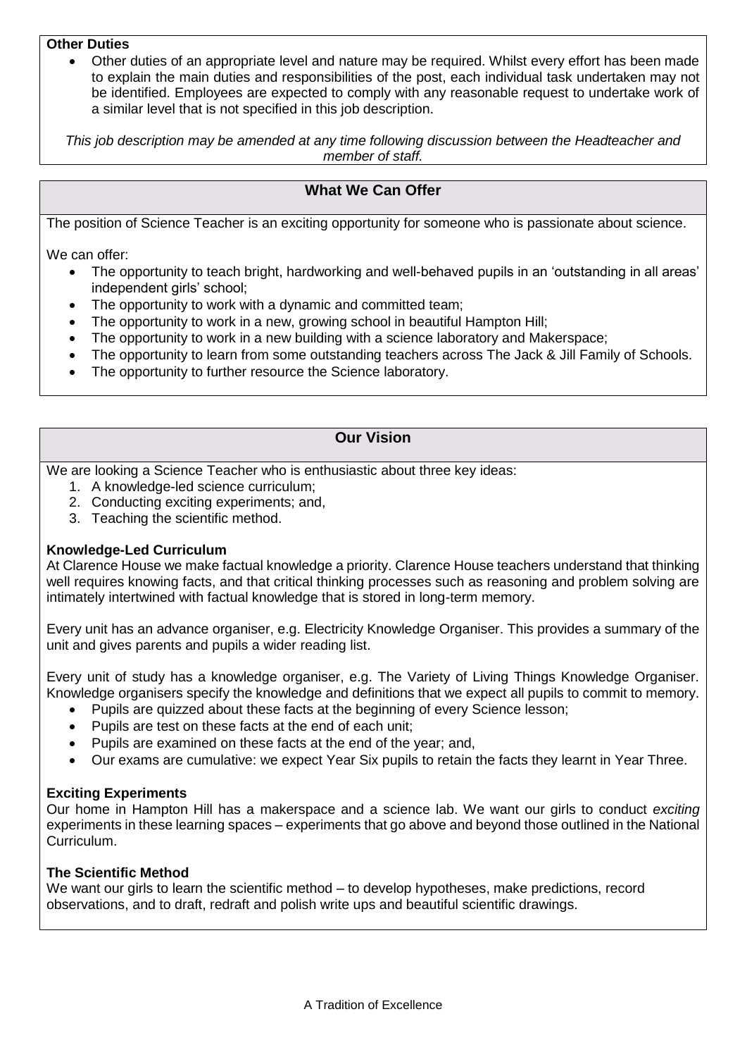**Other Duties**

- Other duties of an appropriate level and nature may be required. Whilst every effort has been made to explain the main duties and responsibilities of the post, each individual task undertaken may not be identified. Employees are expected to comply with any reasonable request to undertake work of a similar level that is not specified in this job description.

*This job description may be amended at any time following discussion between the Headteacher and member of staff.*

## What We Can Offer

The position of Science Teacher is an exciting opportunity for someone who is passionate about science.

We can offer:

- The opportunity to teach bright, hardworking and well-behaved pupils in an 'outstanding in all areas' independent girls' school;
- The opportunity to work with a dynamic and committed team;
- The opportunity to work in a new, growing school in beautiful Hampton Hill;
- The opportunity to work in a new building with a science laboratory and Makerspace;
- The opportunity to learn from some outstanding teachers across The Jack & Jill Family of Schools.
- The opportunity to further resource the Science laboratory.

## Our Vision

We are looking a Science Teacher who is enthusiastic about three key ideas:

1. A knowledge-led science curriculum;
2. Conducting exciting experiments; and,
3. Teaching the scientific method.

**Knowledge-Led Curriculum**

At Clarence House we make factual knowledge a priority. Clarence House teachers understand that thinking well requires knowing facts, and that critical thinking processes such as reasoning and problem solving are intimately intertwined with factual knowledge that is stored in long-term memory.

Every unit has an advance organiser, e.g. Electricity Knowledge Organiser. This provides a summary of the unit and gives parents and pupils a wider reading list.

Every unit of study has a knowledge organiser, e.g. The Variety of Living Things Knowledge Organiser. Knowledge organisers specify the knowledge and definitions that we expect all pupils to commit to memory.

- Pupils are quizzed about these facts at the beginning of every Science lesson;
- Pupils are test on these facts at the end of each unit;
- Pupils are examined on these facts at the end of the year; and,
- Our exams are cumulative: we expect Year Six pupils to retain the facts they learnt in Year Three.

**Exciting Experiments**

Our home in Hampton Hill has a makerspace and a science lab. We want our girls to conduct *exciting* experiments in these learning spaces – experiments that go above and beyond those outlined in the National Curriculum.

**The Scientific Method**

We want our girls to learn the scientific method – to develop hypotheses, make predictions, record observations, and to draft, redraft and polish write ups and beautiful scientific drawings.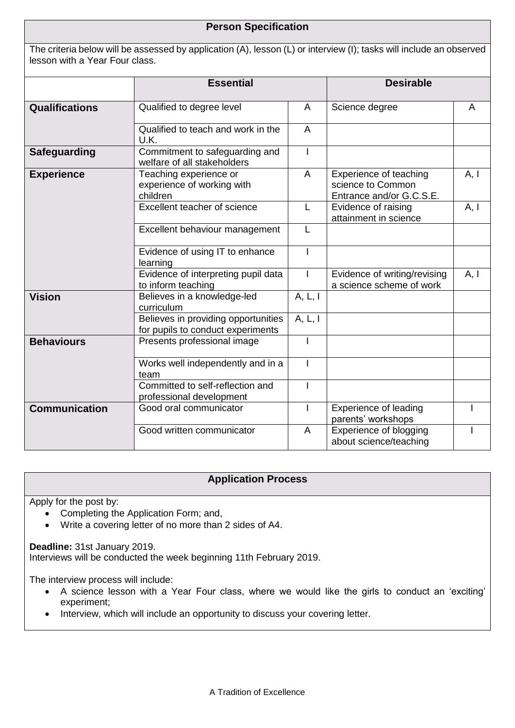## Person Specification

The criteria below will be assessed by application (A), lesson (L) or interview (I); tasks will include an observed lesson with a Year Four class.

| | Essential | | Desirable | |
|---|---|---|---|---|
| **Qualifications** | Qualified to degree level | A | Science degree | A |
| | Qualified to teach and work in the U.K. | A | | |
| **Safeguarding** | Commitment to safeguarding and welfare of all stakeholders | I | | |
| **Experience** | Teaching experience or experience of working with children | A | Experience of teaching science to Common Entrance and/or G.C.S.E. | A, I |
| | Excellent teacher of science | L | Evidence of raising attainment in science | A, I |
| | Excellent behaviour management | L | | |
| | Evidence of using IT to enhance learning | I | | |
| | Evidence of interpreting pupil data to inform teaching | I | Evidence of writing/revising a science scheme of work | A, I |
| **Vision** | Believes in a knowledge-led curriculum | A, L, I | | |
| | Believes in providing opportunities for pupils to conduct experiments | A, L, I | | |
| **Behaviours** | Presents professional image | I | | |
| | Works well independently and in a team | I | | |
| | Committed to self-reflection and professional development | I | | |
| **Communication** | Good oral communicator | I | Experience of leading parents' workshops | I |
| | Good written communicator | A | Experience of blogging about science/teaching | I |

## Application Process

Apply for the post by:

- Completing the Application Form; and,
- Write a covering letter of no more than 2 sides of A4.

**Deadline:** 31st January 2019.
Interviews will be conducted the week beginning 11th February 2019.

The interview process will include:

- A science lesson with a Year Four class, where we would like the girls to conduct an 'exciting' experiment;
- Interview, which will include an opportunity to discuss your covering letter.

A Tradition of Excellence